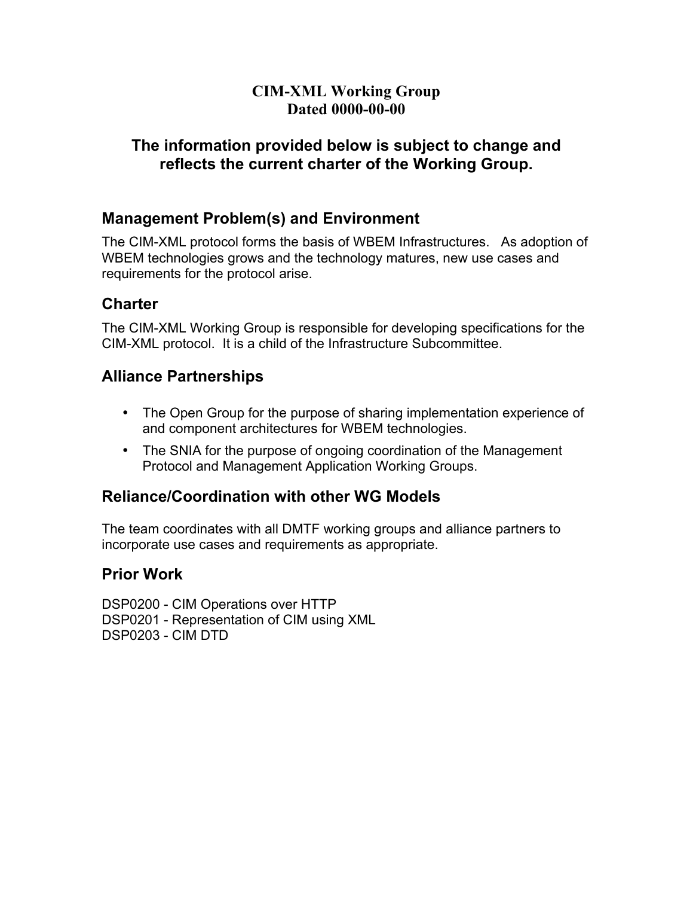**CIM-XML Working Group**
**Dated 0000-00-00**

**The information provided below is subject to change and reflects the current charter of the Working Group.**

## Management Problem(s) and Environment

The CIM-XML protocol forms the basis of WBEM Infrastructures. As adoption of WBEM technologies grows and the technology matures, new use cases and requirements for the protocol arise.

## Charter

The CIM-XML Working Group is responsible for developing specifications for the CIM-XML protocol. It is a child of the Infrastructure Subcommittee.

## Alliance Partnerships

- The Open Group for the purpose of sharing implementation experience of and component architectures for WBEM technologies.
- The SNIA for the purpose of ongoing coordination of the Management Protocol and Management Application Working Groups.

## Reliance/Coordination with other WG Models

The team coordinates with all DMTF working groups and alliance partners to incorporate use cases and requirements as appropriate.

## Prior Work

DSP0200 - CIM Operations over HTTP
DSP0201 - Representation of CIM using XML
DSP0203 - CIM DTD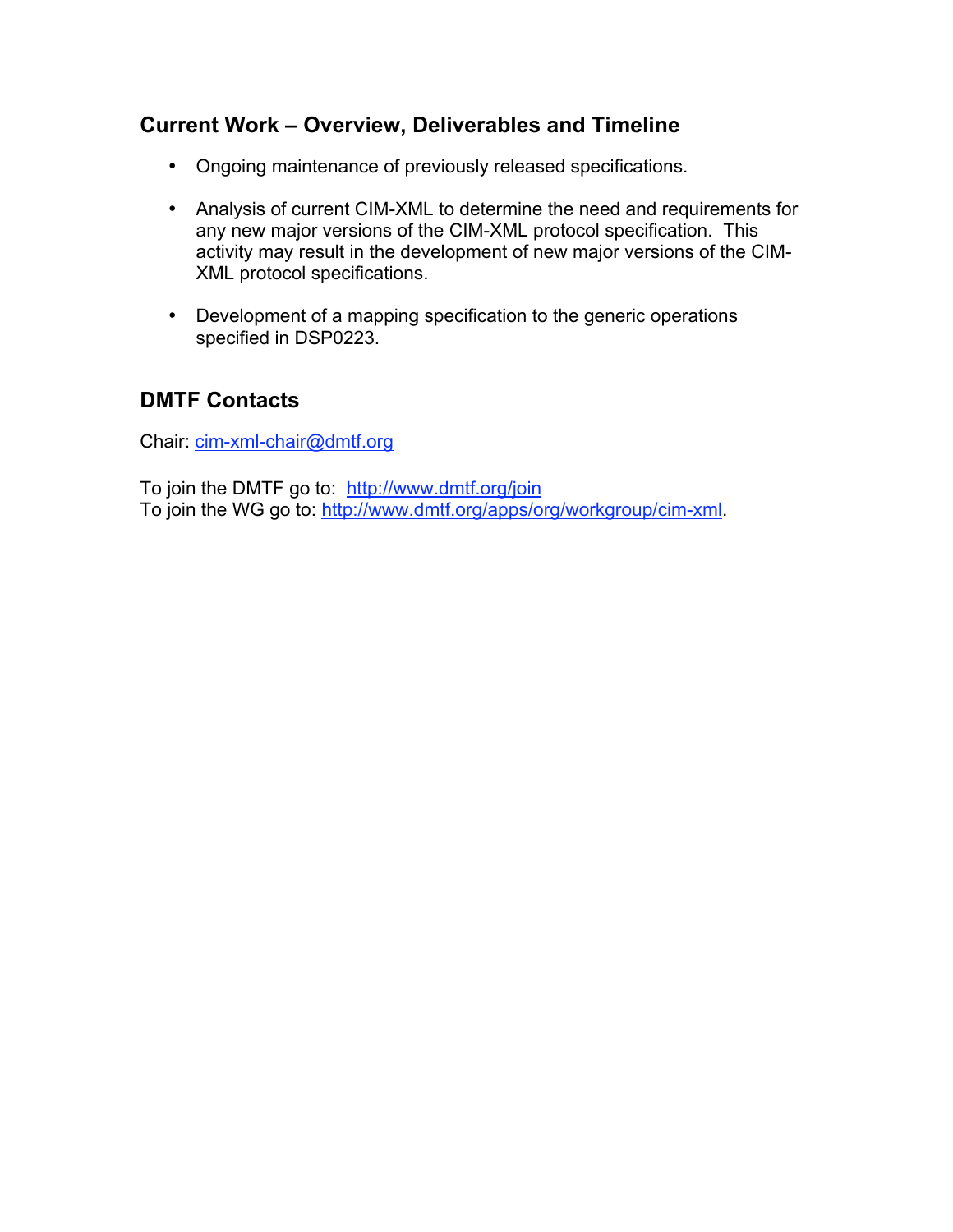## Current Work – Overview, Deliverables and Timeline

- Ongoing maintenance of previously released specifications.
- Analysis of current CIM-XML to determine the need and requirements for any new major versions of the CIM-XML protocol specification. This activity may result in the development of new major versions of the CIM-XML protocol specifications.
- Development of a mapping specification to the generic operations specified in DSP0223.

## DMTF Contacts

Chair: cim-xml-chair@dmtf.org

To join the DMTF go to: http://www.dmtf.org/join
To join the WG go to: http://www.dmtf.org/apps/org/workgroup/cim-xml.